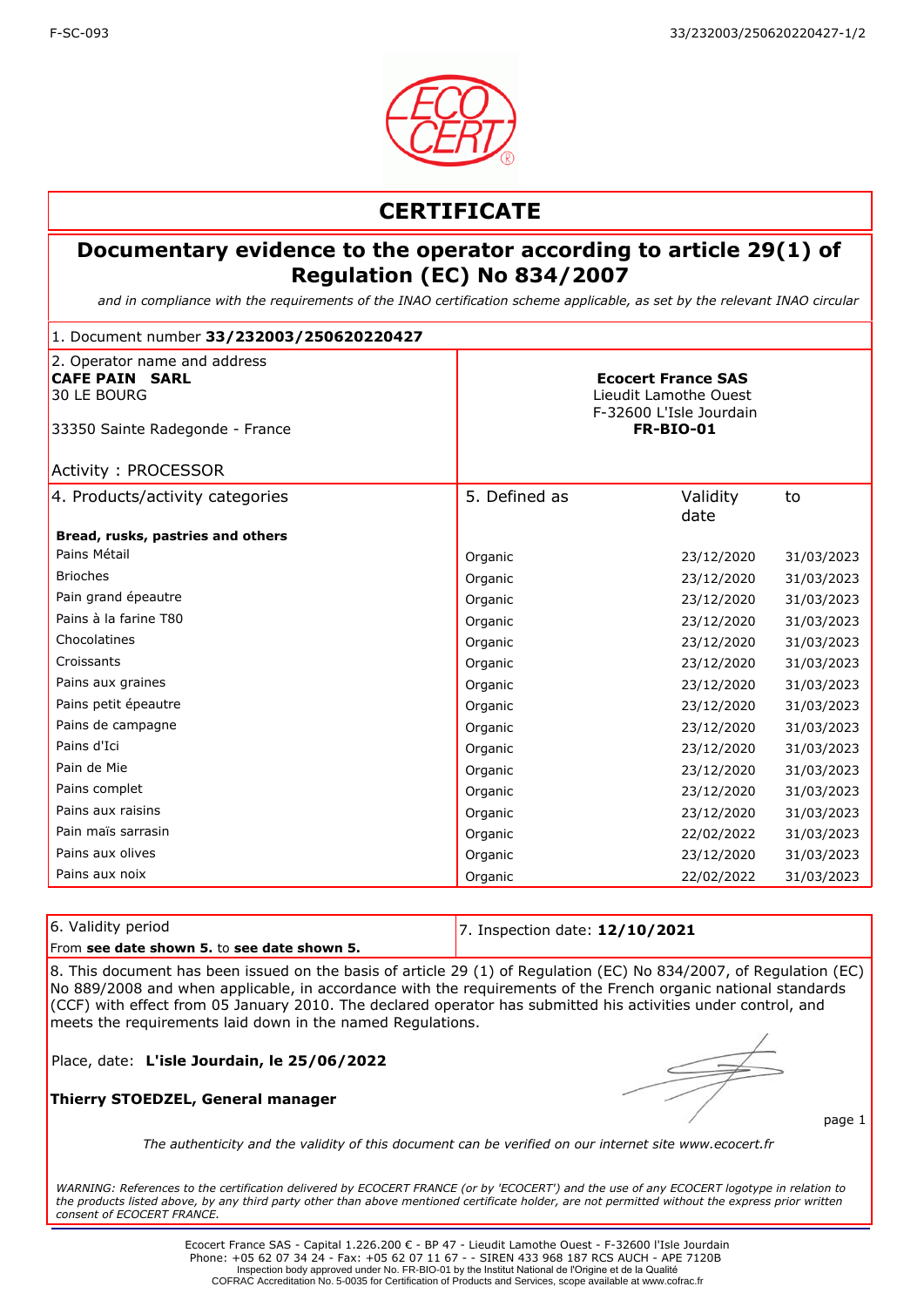# CERTIFICATE

## Documentary evidence to the operator according to article 29(1) of Regulation (EC) No 834/2007

*and in compliance with the requirements of the INAO certification scheme applicable, as set by the relevant INAO circular*

1. Document number **33/232003/250620220427**

| 2. Operator name and address | |
|---|---|
| **CAFE PAIN SARL**<br>30 LE BOURG<br><br>33350 Sainte Radegonde - France<br><br>Activity : PROCESSOR | **Ecocert France SAS**<br>Lieudit Lamothe Ouest<br>F-32600 L'Isle Jourdain<br>**FR-BIO-01** |

| 4. Products/activity categories | 5. Defined as | Validity date | to |
|---|---|---|---|
| **Bread, rusks, pastries and others** | | | |
| Pains Métail | Organic | 23/12/2020 | 31/03/2023 |
| Brioches | Organic | 23/12/2020 | 31/03/2023 |
| Pain grand épeautre | Organic | 23/12/2020 | 31/03/2023 |
| Pains à la farine T80 | Organic | 23/12/2020 | 31/03/2023 |
| Chocolatines | Organic | 23/12/2020 | 31/03/2023 |
| Croissants | Organic | 23/12/2020 | 31/03/2023 |
| Pains aux graines | Organic | 23/12/2020 | 31/03/2023 |
| Pains petit épeautre | Organic | 23/12/2020 | 31/03/2023 |
| Pains de campagne | Organic | 23/12/2020 | 31/03/2023 |
| Pains d'Ici | Organic | 23/12/2020 | 31/03/2023 |
| Pain de Mie | Organic | 23/12/2020 | 31/03/2023 |
| Pains complet | Organic | 23/12/2020 | 31/03/2023 |
| Pains aux raisins | Organic | 23/12/2020 | 31/03/2023 |
| Pain maïs sarrasin | Organic | 22/02/2022 | 31/03/2023 |
| Pains aux olives | Organic | 23/12/2020 | 31/03/2023 |
| Pains aux noix | Organic | 22/02/2022 | 31/03/2023 |

| 6. Validity period | 7. Inspection date: **12/10/2021** |
|---|---|
| From **see date shown 5.** to **see date shown 5.** | |

8. This document has been issued on the basis of article 29 (1) of Regulation (EC) No 834/2007, of Regulation (EC) No 889/2008 and when applicable, in accordance with the requirements of the French organic national standards (CCF) with effect from 05 January 2010. The declared operator has submitted his activities under control, and meets the requirements laid down in the named Regulations.

Place, date: **L'isle Jourdain, le 25/06/2022**

**Thierry STOEDZEL, General manager**

*The authenticity and the validity of this document can be verified on our internet site www.ecocert.fr*

*WARNING: References to the certification delivered by ECOCERT FRANCE (or by 'ECOCERT') and the use of any ECOCERT logotype in relation to the products listed above, by any third party other than above mentioned certificate holder, are not permitted without the express prior written consent of ECOCERT FRANCE.*

Ecocert France SAS - Capital 1.226.200 € - BP 47 - Lieudit Lamothe Ouest - F-32600 l'Isle Jourdain
Phone: +05 62 07 34 24 - Fax: +05 62 07 11 67 - - SIREN 433 968 187 RCS AUCH - APE 7120B
Inspection body approved under No. FR-BIO-01 by the Institut National de l'Origine et de la Qualité
COFRAC Accreditation No. 5-0035 for Certification of Products and Services, scope available at www.cofrac.fr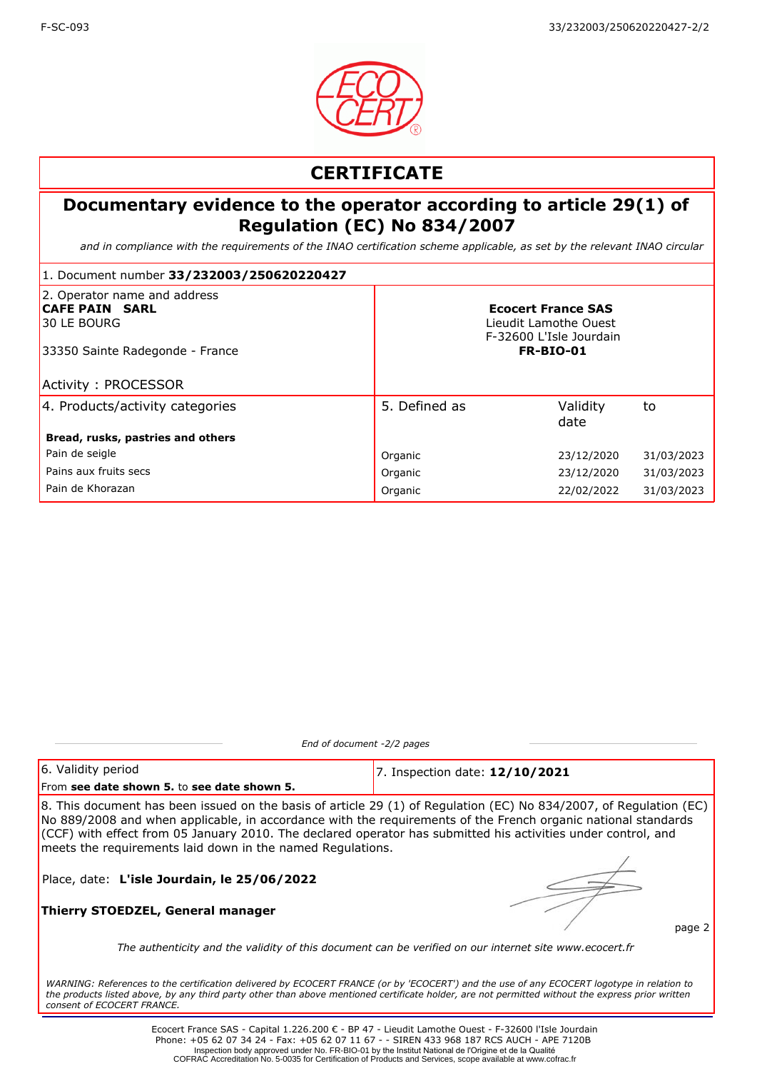# CERTIFICATE

## Documentary evidence to the operator according to article 29(1) of Regulation (EC) No 834/2007

*and in compliance with the requirements of the INAO certification scheme applicable, as set by the relevant INAO circular*

1. Document number **33/232003/250620220427**

| 2. Operator name and address | |
|---|---|
| **CAFE PAIN SARL**<br>30 LE BOURG<br><br>33350 Sainte Radegonde - France<br><br>Activity : PROCESSOR | **Ecocert France SAS**<br>Lieudit Lamothe Ouest<br>F-32600 L'Isle Jourdain<br>**FR-BIO-01** |

| 4. Products/activity categories | 5. Defined as | Validity date | to |
|---|---|---|---|
| **Bread, rusks, pastries and others** | | | |
| Pain de seigle | Organic | 23/12/2020 | 31/03/2023 |
| Pains aux fruits secs | Organic | 23/12/2020 | 31/03/2023 |
| Pain de Khorazan | Organic | 22/02/2022 | 31/03/2023 |

*End of document -2/2 pages*

| 6. Validity period | 7. Inspection date: **12/10/2021** |
|---|---|
| From **see date shown 5.** to **see date shown 5.** | |

8. This document has been issued on the basis of article 29 (1) of Regulation (EC) No 834/2007, of Regulation (EC) No 889/2008 and when applicable, in accordance with the requirements of the French organic national standards (CCF) with effect from 05 January 2010. The declared operator has submitted his activities under control, and meets the requirements laid down in the named Regulations.

Place, date: **L'isle Jourdain, le 25/06/2022**

**Thierry STOEDZEL, General manager**

*The authenticity and the validity of this document can be verified on our internet site www.ecocert.fr*

*WARNING: References to the certification delivered by ECOCERT FRANCE (or by 'ECOCERT') and the use of any ECOCERT logotype in relation to the products listed above, by any third party other than above mentioned certificate holder, are not permitted without the express prior written consent of ECOCERT FRANCE.*

Ecocert France SAS - Capital 1.226.200 € - BP 47 - Lieudit Lamothe Ouest - F-32600 l'Isle Jourdain
Phone: +05 62 07 34 24 - Fax: +05 62 07 11 67 - - SIREN 433 968 187 RCS AUCH - APE 7120B
Inspection body approved under No. FR-BIO-01 by the Institut National de l'Origine et de la Qualité
COFRAC Accreditation No. 5-0035 for Certification of Products and Services, scope available at www.cofrac.fr